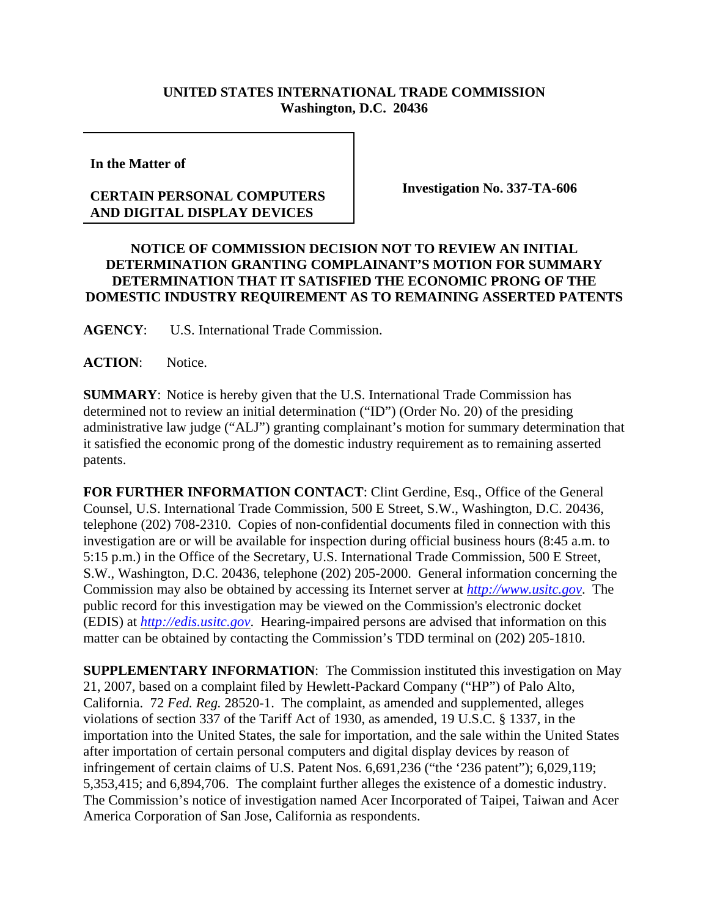**UNITED STATES INTERNATIONAL TRADE COMMISSION**
**Washington, D.C. 20436**

**In the Matter of**

**CERTAIN PERSONAL COMPUTERS AND DIGITAL DISPLAY DEVICES**

**Investigation No. 337-TA-606**

## NOTICE OF COMMISSION DECISION NOT TO REVIEW AN INITIAL DETERMINATION GRANTING COMPLAINANT'S MOTION FOR SUMMARY DETERMINATION THAT IT SATISFIED THE ECONOMIC PRONG OF THE DOMESTIC INDUSTRY REQUIREMENT AS TO REMAINING ASSERTED PATENTS

**AGENCY**: U.S. International Trade Commission.

**ACTION**: Notice.

**SUMMARY**: Notice is hereby given that the U.S. International Trade Commission has determined not to review an initial determination ("ID") (Order No. 20) of the presiding administrative law judge ("ALJ") granting complainant's motion for summary determination that it satisfied the economic prong of the domestic industry requirement as to remaining asserted patents.

**FOR FURTHER INFORMATION CONTACT**: Clint Gerdine, Esq., Office of the General Counsel, U.S. International Trade Commission, 500 E Street, S.W., Washington, D.C. 20436, telephone (202) 708-2310. Copies of non-confidential documents filed in connection with this investigation are or will be available for inspection during official business hours (8:45 a.m. to 5:15 p.m.) in the Office of the Secretary, U.S. International Trade Commission, 500 E Street, S.W., Washington, D.C. 20436, telephone (202) 205-2000. General information concerning the Commission may also be obtained by accessing its Internet server at *http://www.usitc.gov*. The public record for this investigation may be viewed on the Commission's electronic docket (EDIS) at *http://edis.usitc.gov*. Hearing-impaired persons are advised that information on this matter can be obtained by contacting the Commission's TDD terminal on (202) 205-1810.

**SUPPLEMENTARY INFORMATION**: The Commission instituted this investigation on May 21, 2007, based on a complaint filed by Hewlett-Packard Company ("HP") of Palo Alto, California. 72 *Fed. Reg.* 28520-1. The complaint, as amended and supplemented, alleges violations of section 337 of the Tariff Act of 1930, as amended, 19 U.S.C. § 1337, in the importation into the United States, the sale for importation, and the sale within the United States after importation of certain personal computers and digital display devices by reason of infringement of certain claims of U.S. Patent Nos. 6,691,236 ("the '236 patent"); 6,029,119; 5,353,415; and 6,894,706. The complaint further alleges the existence of a domestic industry. The Commission's notice of investigation named Acer Incorporated of Taipei, Taiwan and Acer America Corporation of San Jose, California as respondents.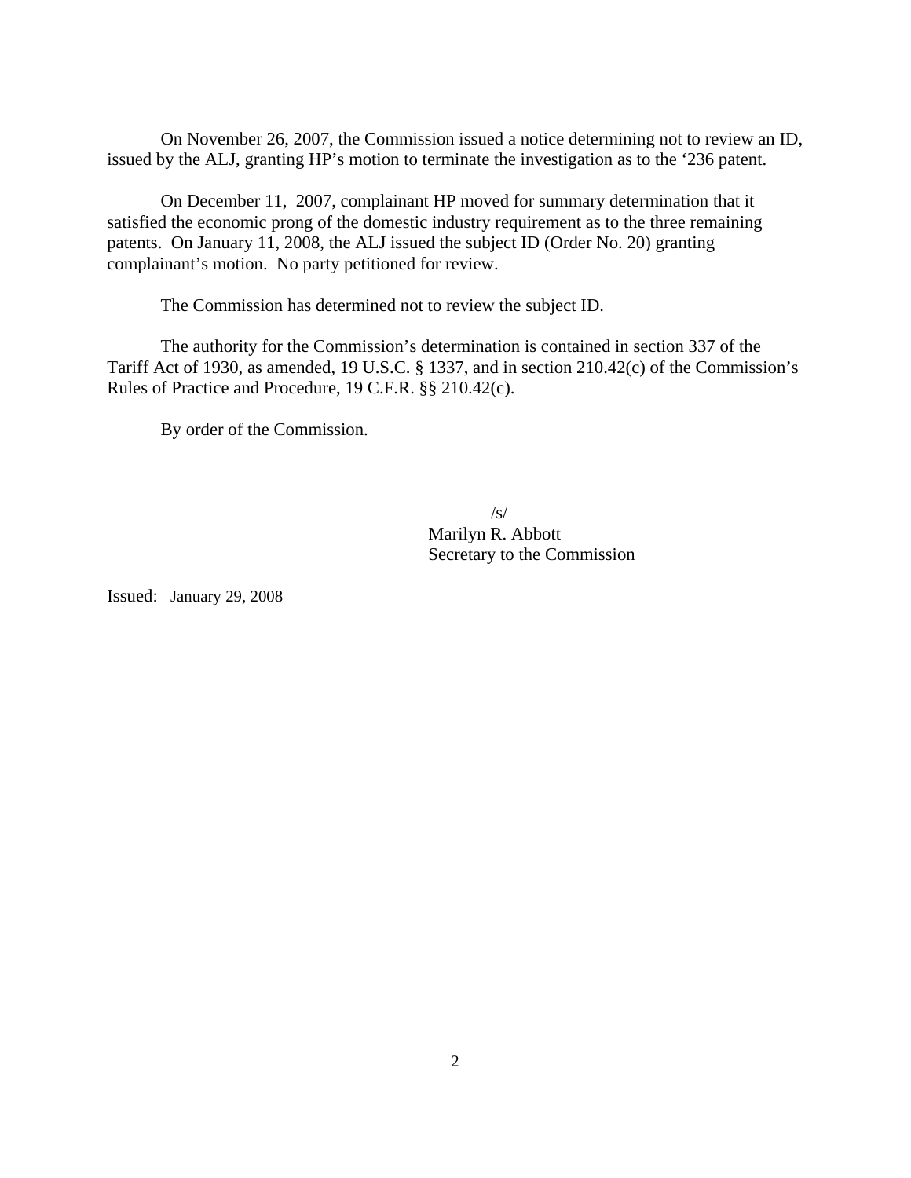On November 26, 2007, the Commission issued a notice determining not to review an ID, issued by the ALJ, granting HP's motion to terminate the investigation as to the '236 patent.

On December 11, 2007, complainant HP moved for summary determination that it satisfied the economic prong of the domestic industry requirement as to the three remaining patents. On January 11, 2008, the ALJ issued the subject ID (Order No. 20) granting complainant's motion. No party petitioned for review.

The Commission has determined not to review the subject ID.

The authority for the Commission's determination is contained in section 337 of the Tariff Act of 1930, as amended, 19 U.S.C. § 1337, and in section 210.42(c) of the Commission's Rules of Practice and Procedure, 19 C.F.R. §§ 210.42(c).

By order of the Commission.

/s/
Marilyn R. Abbott
Secretary to the Commission

Issued: January 29, 2008